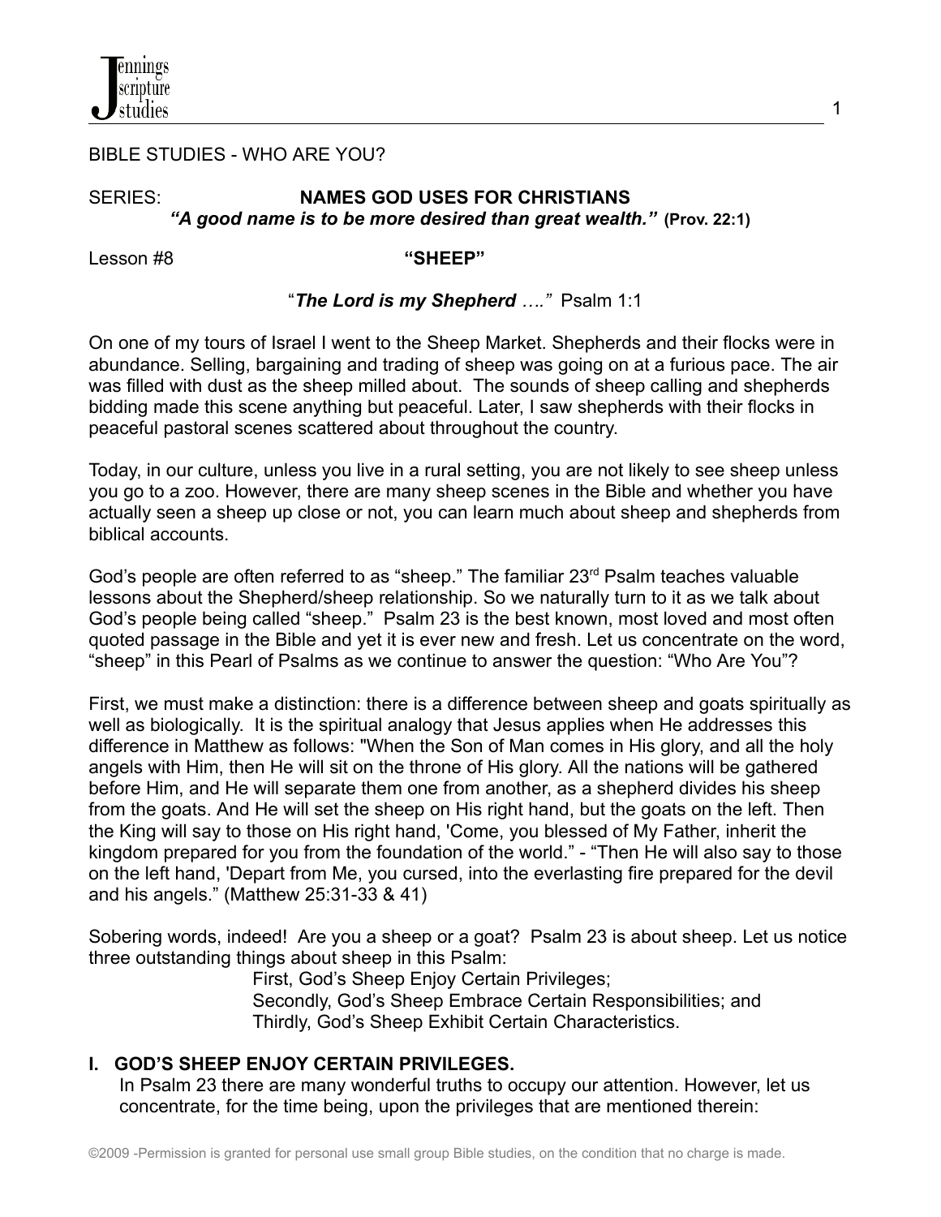BIBLE STUDIES - WHO ARE YOU?

SERIES: **NAMES GOD USES FOR CHRISTIANS**
***"A good name is to be more desired than great wealth."*** **(Prov. 22:1)**

Lesson #8 **"SHEEP"**

"***The Lord is my Shepherd …."*** Psalm 1:1

On one of my tours of Israel I went to the Sheep Market. Shepherds and their flocks were in abundance. Selling, bargaining and trading of sheep was going on at a furious pace. The air was filled with dust as the sheep milled about. The sounds of sheep calling and shepherds bidding made this scene anything but peaceful. Later, I saw shepherds with their flocks in peaceful pastoral scenes scattered about throughout the country.

Today, in our culture, unless you live in a rural setting, you are not likely to see sheep unless you go to a zoo. However, there are many sheep scenes in the Bible and whether you have actually seen a sheep up close or not, you can learn much about sheep and shepherds from biblical accounts.

God's people are often referred to as "sheep." The familiar 23rd Psalm teaches valuable lessons about the Shepherd/sheep relationship. So we naturally turn to it as we talk about God's people being called "sheep." Psalm 23 is the best known, most loved and most often quoted passage in the Bible and yet it is ever new and fresh. Let us concentrate on the word, "sheep" in this Pearl of Psalms as we continue to answer the question: "Who Are You"?

First, we must make a distinction: there is a difference between sheep and goats spiritually as well as biologically. It is the spiritual analogy that Jesus applies when He addresses this difference in Matthew as follows: "When the Son of Man comes in His glory, and all the holy angels with Him, then He will sit on the throne of His glory. All the nations will be gathered before Him, and He will separate them one from another, as a shepherd divides his sheep from the goats. And He will set the sheep on His right hand, but the goats on the left. Then the King will say to those on His right hand, 'Come, you blessed of My Father, inherit the kingdom prepared for you from the foundation of the world." - "Then He will also say to those on the left hand, 'Depart from Me, you cursed, into the everlasting fire prepared for the devil and his angels." (Matthew 25:31-33 & 41)

Sobering words, indeed! Are you a sheep or a goat? Psalm 23 is about sheep. Let us notice three outstanding things about sheep in this Psalm:

First, God's Sheep Enjoy Certain Privileges;
Secondly, God's Sheep Embrace Certain Responsibilities; and
Thirdly, God's Sheep Exhibit Certain Characteristics.

## I. GOD'S SHEEP ENJOY CERTAIN PRIVILEGES.

In Psalm 23 there are many wonderful truths to occupy our attention. However, let us concentrate, for the time being, upon the privileges that are mentioned therein:

©2009 -Permission is granted for personal use small group Bible studies, on the condition that no charge is made.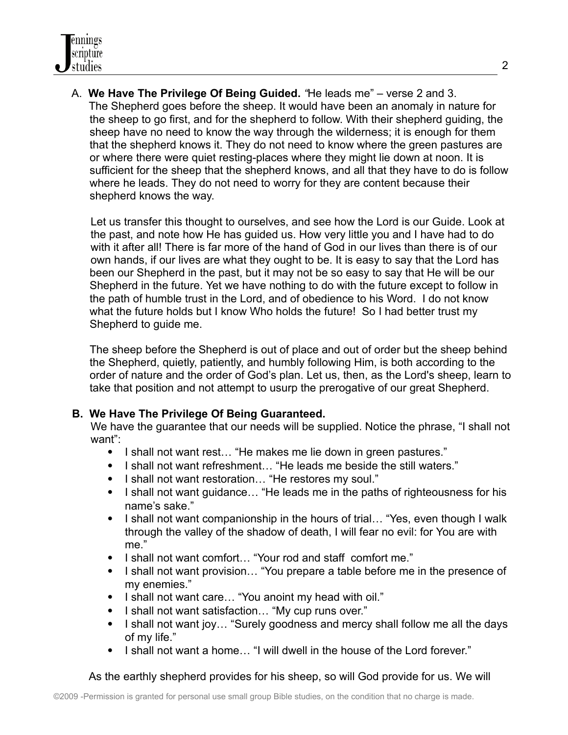A. **We Have The Privilege Of Being Guided.** *"*He leads me" – verse 2 and 3.
The Shepherd goes before the sheep. It would have been an anomaly in nature for the sheep to go first, and for the shepherd to follow. With their shepherd guiding, the sheep have no need to know the way through the wilderness; it is enough for them that the shepherd knows it. They do not need to know where the green pastures are or where there were quiet resting-places where they might lie down at noon. It is sufficient for the sheep that the shepherd knows, and all that they have to do is follow where he leads. They do not need to worry for they are content because their shepherd knows the way.

Let us transfer this thought to ourselves, and see how the Lord is our Guide. Look at the past, and note how He has guided us. How very little you and I have had to do with it after all! There is far more of the hand of God in our lives than there is of our own hands, if our lives are what they ought to be. It is easy to say that the Lord has been our Shepherd in the past, but it may not be so easy to say that He will be our Shepherd in the future. Yet we have nothing to do with the future except to follow in the path of humble trust in the Lord, and of obedience to his Word. I do not know what the future holds but I know Who holds the future! So I had better trust my Shepherd to guide me.

The sheep before the Shepherd is out of place and out of order but the sheep behind the Shepherd, quietly, patiently, and humbly following Him, is both according to the order of nature and the order of God's plan. Let us, then, as the Lord's sheep, learn to take that position and not attempt to usurp the prerogative of our great Shepherd.

**B. We Have The Privilege Of Being Guaranteed.**
We have the guarantee that our needs will be supplied. Notice the phrase, "I shall not want":

- I shall not want rest… "He makes me lie down in green pastures."
- I shall not want refreshment… "He leads me beside the still waters."
- I shall not want restoration… "He restores my soul."
- I shall not want guidance… "He leads me in the paths of righteousness for his name's sake."
- I shall not want companionship in the hours of trial… "Yes, even though I walk through the valley of the shadow of death, I will fear no evil: for You are with me."
- I shall not want comfort… "Your rod and staff comfort me."
- I shall not want provision… "You prepare a table before me in the presence of my enemies."
- I shall not want care… "You anoint my head with oil."
- I shall not want satisfaction… "My cup runs over."
- I shall not want joy… "Surely goodness and mercy shall follow me all the days of my life."
- I shall not want a home… "I will dwell in the house of the Lord forever."

As the earthly shepherd provides for his sheep, so will God provide for us. We will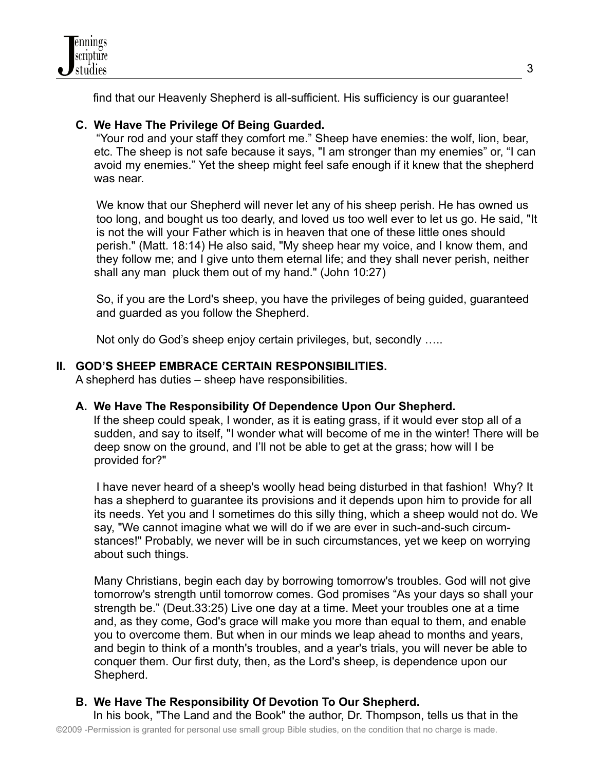find that our Heavenly Shepherd is all-sufficient. His sufficiency is our guarantee!

**C. We Have The Privilege Of Being Guarded.**

"Your rod and your staff they comfort me." Sheep have enemies: the wolf, lion, bear, etc. The sheep is not safe because it says, "I am stronger than my enemies" or, "I can avoid my enemies." Yet the sheep might feel safe enough if it knew that the shepherd was near.

We know that our Shepherd will never let any of his sheep perish. He has owned us too long, and bought us too dearly, and loved us too well ever to let us go. He said, "It is not the will your Father which is in heaven that one of these little ones should perish." (Matt. 18:14) He also said, "My sheep hear my voice, and I know them, and they follow me; and I give unto them eternal life; and they shall never perish, neither shall any man pluck them out of my hand." (John 10:27)

So, if you are the Lord's sheep, you have the privileges of being guided, guaranteed and guarded as you follow the Shepherd.

Not only do God's sheep enjoy certain privileges, but, secondly …..

## II. GOD'S SHEEP EMBRACE CERTAIN RESPONSIBILITIES.

A shepherd has duties – sheep have responsibilities.

**A. We Have The Responsibility Of Dependence Upon Our Shepherd.**

If the sheep could speak, I wonder, as it is eating grass, if it would ever stop all of a sudden, and say to itself, "I wonder what will become of me in the winter! There will be deep snow on the ground, and I'll not be able to get at the grass; how will I be provided for?"

I have never heard of a sheep's woolly head being disturbed in that fashion! Why? It has a shepherd to guarantee its provisions and it depends upon him to provide for all its needs. Yet you and I sometimes do this silly thing, which a sheep would not do. We say, "We cannot imagine what we will do if we are ever in such-and-such circumstances!" Probably, we never will be in such circumstances, yet we keep on worrying about such things.

Many Christians, begin each day by borrowing tomorrow's troubles. God will not give tomorrow's strength until tomorrow comes. God promises "As your days so shall your strength be." (Deut.33:25) Live one day at a time. Meet your troubles one at a time and, as they come, God's grace will make you more than equal to them, and enable you to overcome them. But when in our minds we leap ahead to months and years, and begin to think of a month's troubles, and a year's trials, you will never be able to conquer them. Our first duty, then, as the Lord's sheep, is dependence upon our Shepherd.

**B. We Have The Responsibility Of Devotion To Our Shepherd.**

In his book, "The Land and the Book" the author, Dr. Thompson, tells us that in the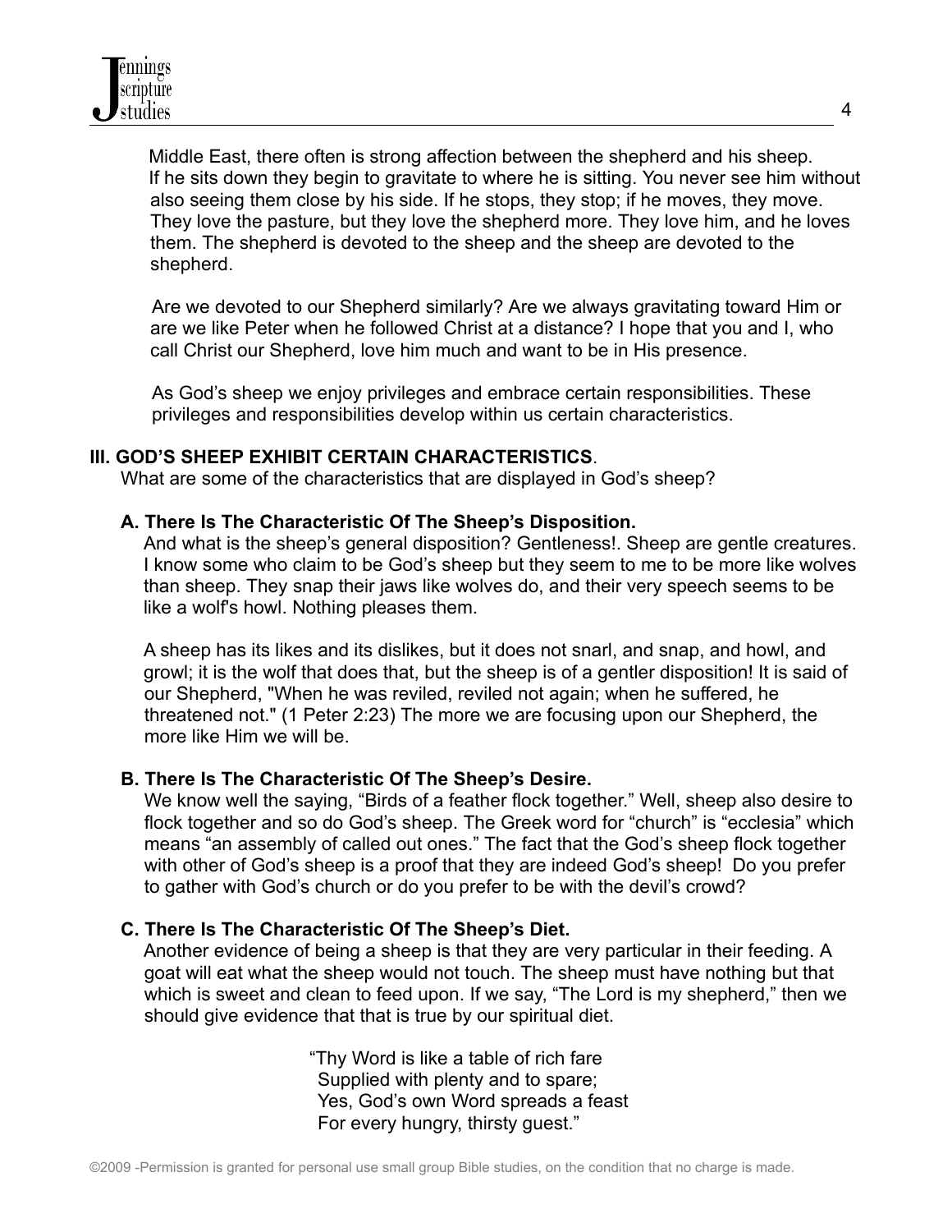Middle East, there often is strong affection between the shepherd and his sheep. If he sits down they begin to gravitate to where he is sitting. You never see him without also seeing them close by his side. If he stops, they stop; if he moves, they move. They love the pasture, but they love the shepherd more. They love him, and he loves them. The shepherd is devoted to the sheep and the sheep are devoted to the shepherd.

Are we devoted to our Shepherd similarly? Are we always gravitating toward Him or are we like Peter when he followed Christ at a distance? I hope that you and I, who call Christ our Shepherd, love him much and want to be in His presence.

As God's sheep we enjoy privileges and embrace certain responsibilities. These privileges and responsibilities develop within us certain characteristics.

## III. GOD'S SHEEP EXHIBIT CERTAIN CHARACTERISTICS.

What are some of the characteristics that are displayed in God's sheep?

### A. There Is The Characteristic Of The Sheep's Disposition.

And what is the sheep's general disposition? Gentleness!. Sheep are gentle creatures. I know some who claim to be God's sheep but they seem to me to be more like wolves than sheep. They snap their jaws like wolves do, and their very speech seems to be like a wolf's howl. Nothing pleases them.

A sheep has its likes and its dislikes, but it does not snarl, and snap, and howl, and growl; it is the wolf that does that, but the sheep is of a gentler disposition! It is said of our Shepherd, "When he was reviled, reviled not again; when he suffered, he threatened not." (1 Peter 2:23) The more we are focusing upon our Shepherd, the more like Him we will be.

### B. There Is The Characteristic Of The Sheep's Desire.

We know well the saying, "Birds of a feather flock together." Well, sheep also desire to flock together and so do God's sheep. The Greek word for "church" is "ecclesia" which means "an assembly of called out ones." The fact that the God's sheep flock together with other of God's sheep is a proof that they are indeed God's sheep! Do you prefer to gather with God's church or do you prefer to be with the devil's crowd?

### C. There Is The Characteristic Of The Sheep's Diet.

Another evidence of being a sheep is that they are very particular in their feeding. A goat will eat what the sheep would not touch. The sheep must have nothing but that which is sweet and clean to feed upon. If we say, "The Lord is my shepherd," then we should give evidence that that is true by our spiritual diet.

> "Thy Word is like a table of rich fare
> Supplied with plenty and to spare;
> Yes, God's own Word spreads a feast
> For every hungry, thirsty guest."

©2009 -Permission is granted for personal use small group Bible studies, on the condition that no charge is made.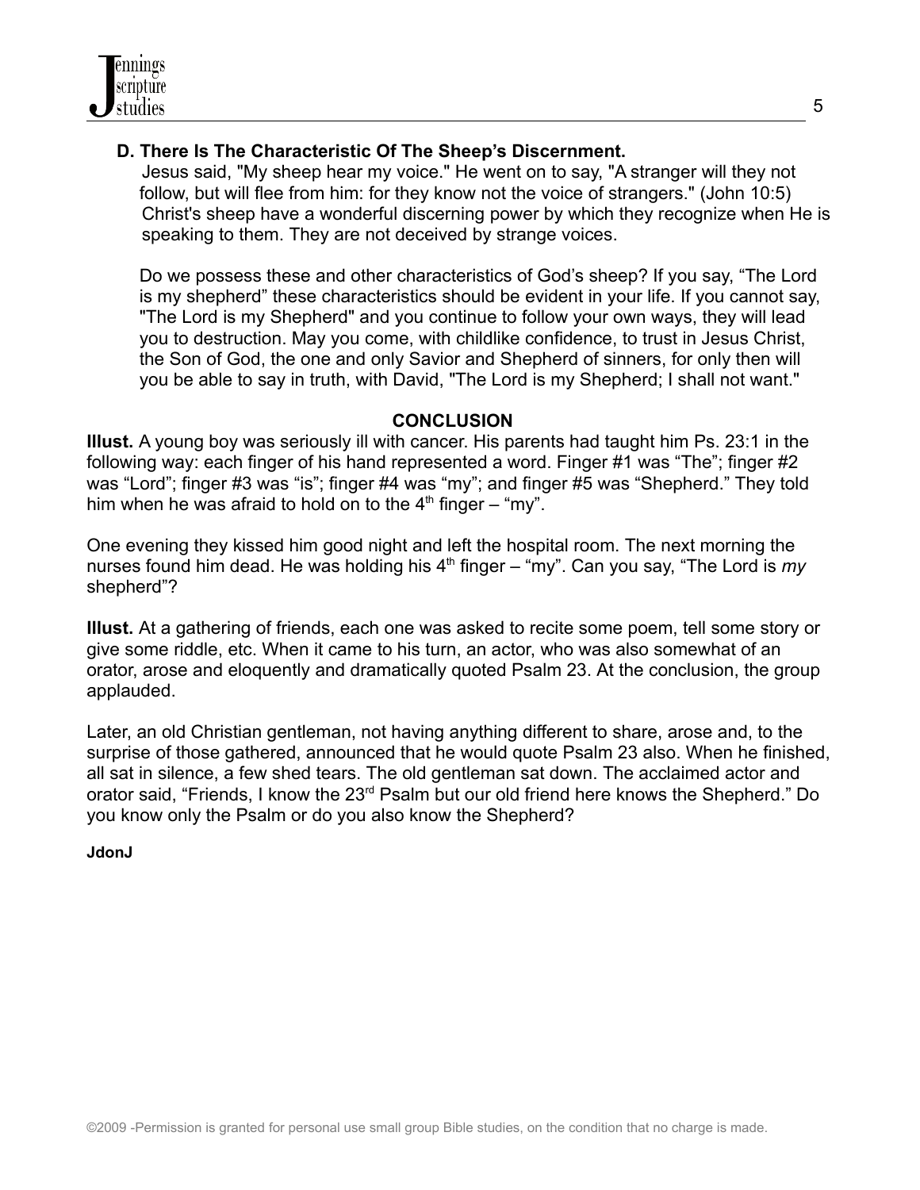**D. There Is The Characteristic Of The Sheep's Discernment.**

Jesus said, "My sheep hear my voice." He went on to say, "A stranger will they not follow, but will flee from him: for they know not the voice of strangers." (John 10:5) Christ's sheep have a wonderful discerning power by which they recognize when He is speaking to them. They are not deceived by strange voices.

Do we possess these and other characteristics of God's sheep? If you say, "The Lord is my shepherd" these characteristics should be evident in your life. If you cannot say, "The Lord is my Shepherd" and you continue to follow your own ways, they will lead you to destruction. May you come, with childlike confidence, to trust in Jesus Christ, the Son of God, the one and only Savior and Shepherd of sinners, for only then will you be able to say in truth, with David, "The Lord is my Shepherd; I shall not want."

## CONCLUSION

**Illust.** A young boy was seriously ill with cancer. His parents had taught him Ps. 23:1 in the following way: each finger of his hand represented a word. Finger #1 was "The"; finger #2 was "Lord"; finger #3 was "is"; finger #4 was "my"; and finger #5 was "Shepherd." They told him when he was afraid to hold on to the 4th finger – "my".

One evening they kissed him good night and left the hospital room. The next morning the nurses found him dead. He was holding his 4th finger – "my". Can you say, "The Lord is *my* shepherd"?

**Illust.** At a gathering of friends, each one was asked to recite some poem, tell some story or give some riddle, etc. When it came to his turn, an actor, who was also somewhat of an orator, arose and eloquently and dramatically quoted Psalm 23. At the conclusion, the group applauded.

Later, an old Christian gentleman, not having anything different to share, arose and, to the surprise of those gathered, announced that he would quote Psalm 23 also. When he finished, all sat in silence, a few shed tears. The old gentleman sat down. The acclaimed actor and orator said, "Friends, I know the 23rd Psalm but our old friend here knows the Shepherd." Do you know only the Psalm or do you also know the Shepherd?

**JdonJ**

©2009 -Permission is granted for personal use small group Bible studies, on the condition that no charge is made.